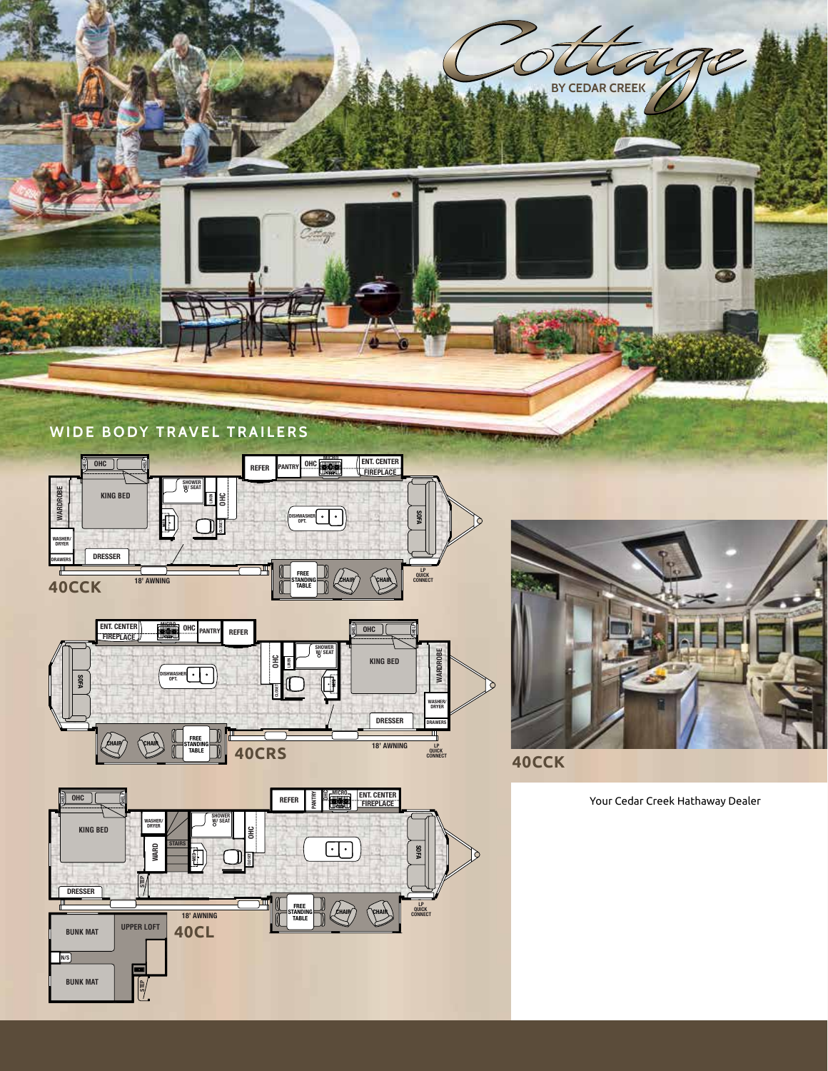# Cottage

BY CEDAR CREEK

## WIDE BODY TRAVEL TRAILERS

OHC
WARDROBE
KING BED
WASHER/ DRYER
DRAWERS
DRESSER
SHOWER W/ SEAT
LINEN
OHC
CLOSET
REFER
PANTRY
OHC
MICRO
ENT. CENTER
FIREPLACE
DISHWASHER OPT.
SOFA
FREE STANDING TABLE
CHAIR
CHAIR
LP QUICK CONNECT
18' AWNING

**40CCK**

ENT. CENTER
FIREPLACE
MICRO
OHC
PANTRY
REFER
SOFA
DISHWASHER OPT.
OHC
LINEN
SHOWER W/ SEAT
CLOSET
OHC
KING BED
WARDROBE
WASHER/ DRYER
DRESSER
DRAWERS
CHAIR
CHAIR
FREE STANDING TABLE
18' AWNING
LP QUICK CONNECT

**40CRS**

OHC
KING BED
WASHER/ DRYER
WARD
STAIRS
SHOWER W/ SEAT
OHC
CLOSET
STEP
DRESSER
REFER
PANTRY
OHC
MICRO
ENT. CENTER
FIREPLACE
SOFA
FREE STANDING TABLE
CHAIR
CHAIR
LP QUICK CONNECT
18' AWNING
BUNK MAT
UPPER LOFT
N/S
BUNK MAT
STEP

**40CL**

**40CCK**

Your Cedar Creek Hathaway Dealer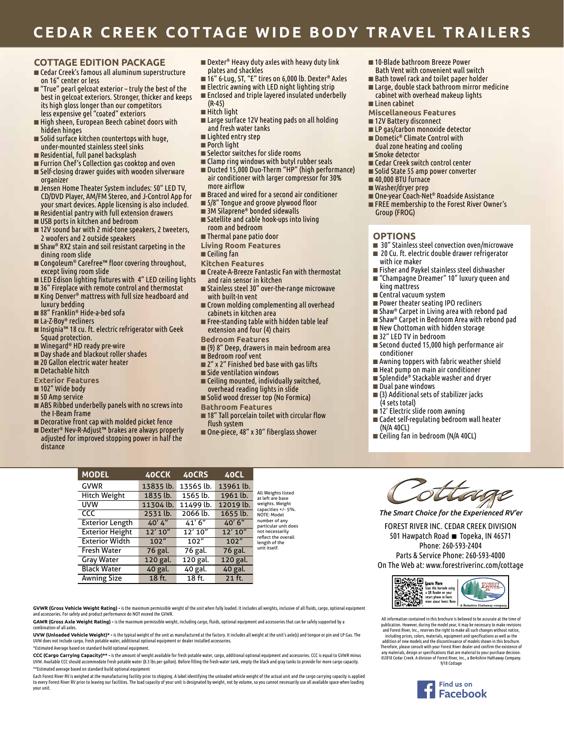# CEDAR CREEK COTTAGE WIDE BODY TRAVEL TRAILERS

## COTTAGE EDITION PACKAGE

- Cedar Creek's famous all aluminum superstructure on 16" center or less
- "True" pearl gelcoat exterior – truly the best of the best in gelcoat exteriors. Stronger, thicker and keeps its high gloss longer than our competitors less expensive gel "coated" exteriors
- High sheen, European Beech cabinet doors with hidden hinges
- Solid surface kitchen countertops with huge, under-mounted stainless steel sinks
- Residential, full panel backsplash
- Furrion Chef's Collection gas cooktop and oven
- Self-closing drawer guides with wooden silverware organizer
- Jensen Home Theater System includes: 50" LED TV, CD/DVD Player, AM/FM Stereo, and J-Control App for your smart devices. Apple licensing is also included.
- Residential pantry with full extension drawers
- USB ports in kitchen and bedroom
- 12V sound bar with 2 mid-tone speakers, 2 tweeters, 2 woofers and 2 outside speakers
- Shaw® RX2 stain and soil resistant carpeting in the dining room slide
- Congoleum® Carefree™ floor covering throughout, except living room slide
- LED Edison lighting fixtures with 4" LED ceiling lights
- 36" Fireplace with remote control and thermostat
- King Denver® mattress with full size headboard and luxury bedding
- 88" Franklin® Hide-a-bed sofa
- La-Z-Boy® recliners
- Insignia™ 18 cu. ft. electric refrigerator with Geek Squad protection.
- Winegard® HD ready pre-wire
- Day shade and blackout roller shades
- 20 Gallon electric water heater
- Detachable hitch

### Exterior Features

- 102" Wide body
- 50 Amp service
- ABS Ribbed underbelly panels with no screws into the I-Beam frame
- Decorative front cap with molded picket fence
- Dexter® Nev-R-Adjust™ brakes are always properly adjusted for improved stopping power in half the distance
- Dexter® Heavy duty axles with heavy duty link plates and shackles
- 16" 6-Lug, ST, "E" tires on 6,000 lb. Dexter® Axles
- Electric awning with LED night lighting strip
- Enclosed and triple layered insulated underbelly (R-45)
- Hitch light
- Large surface 12V heating pads on all holding and fresh water tanks
- Lighted entry step
- Porch light
- Selector switches for slide rooms
- Clamp ring windows with butyl rubber seals
- Ducted 15,000 Duo-Therm "HP" (high performance) air conditioner with larger compressor for 30% more airflow
- Braced and wired for a second air conditioner
- 5/8" Tongue and groove plywood floor
- 3M Silaprene® bonded sidewalls
- Satellite and cable hook-ups into living room and bedroom
- Thermal pane patio door

### Living Room Features

- Ceiling fan

### Kitchen Features

- Create-A-Breeze Fantastic Fan with thermostat and rain sensor in kitchen
- Stainless steel 30" over-the-range microwave with built-In vent
- Crown molding complementing all overhead cabinets in kitchen area
- Free-standing table with hidden table leaf extension and four (4) chairs

### Bedroom Features

- (9) 8" Deep, drawers in main bedroom area
- Bedroom roof vent
- 2" x 2" Finished bed base with gas lifts
- Side ventilation windows
- Ceiling mounted, individually switched, overhead reading lights in slide
- Solid wood dresser top (No Formica)

### Bathroom Features

- 18" Tall porcelain toilet with circular flow flush system
- One-piece, 48" x 30" fiberglass shower
- 10-Blade bathroom Breeze Power Bath Vent with convenient wall switch
- Bath towel rack and toilet paper holder
- Large, double stack bathroom mirror medicine cabinet with overhead makeup lights
- Linen cabinet

### Miscellaneous Features

- 12V Battery disconnect
- LP gas/carbon monoxide detector
- Dometic® Climate Control with dual zone heating and cooling
- Smoke detector
- Cedar Creek switch control center
- Solid State 55 amp power converter
- 40,000 BTU furnace
- Washer/dryer prep
- One-year Coach-Net® Roadside Assistance
- FREE membership to the Forest River Owner's Group (FROG)

## OPTIONS

- 30" Stainless steel convection oven/microwave
- 20 Cu. ft. electric double drawer refrigerator with ice maker
- Fisher and Paykel stainless steel dishwasher
- "Champagne Dreamer" 10" luxury queen and king mattress
- Central vacuum system
- Power theater seating IPO recliners
- Shaw® Carpet in Living area with rebond pad
- Shaw® Carpet in Bedroom Area with rebond pad
- New Chottoman with hidden storage
- 32" LED TV in bedroom
- Second ducted 15,000 high performance air conditioner
- Awning toppers with fabric weather shield
- Heat pump on main air conditioner
- Splendide® Stackable washer and dryer
- Dual pane windows
- (3) Additional sets of stabilizer jacks (4 sets total)
- 12' Electric slide room awning
- Cadet self-regulating bedroom wall heater (N/A 40CL)
- Ceiling fan in bedroom (N/A 40CL)

| MODEL | 40CCK | 40CRS | 40CL |
|---|---|---|---|
| GVWR | 13835 lb. | 13565 lb. | 13961 lb. |
| Hitch Weight | 1835 lb. | 1565 lb. | 1961 lb. |
| UVW | 11304 lb. | 11499 lb. | 12019 lb. |
| CCC | 2531 lb. | 2066 lb. | 1655 lb. |
| Exterior Length | 40' 4" | 41' 6" | 40' 6" |
| Exterior Height | 12' 10" | 12' 10" | 12' 10" |
| Exterior Width | 102" | 102" | 102" |
| Fresh Water | 76 gal. | 76 gal. | 76 gal. |
| Gray Water | 120 gal. | 120 gal. | 120 gal. |
| Black Water | 40 gal. | 40 gal. | 40 gal. |
| Awning Size | 18 ft. | 18 ft. | 21 ft. |

All Weights listed at left are base weights. Weight capacities +/- 5%. NOTE: Model number of any particular unit does not necessarily reflect the overall length of the unit itself.

Cottage

*The Smart Choice for the Experienced RV'er*

FOREST RIVER INC. CEDAR CREEK DIVISION
501 Hawpatch Road ■ Topeka, IN 46571
Phone: 260-593-2404
Parts & Service Phone: 260-593-4000
On The Web at: www.forestriverinc.com/cottage

Learn More
Scan this barcode using a QR Reader on your smart phone to learn more about Forest River.

A Berkshire Hathaway company.

**GVWR (Gross Vehicle Weight Rating) -** is the maximum permissible weight of the unit when fully loaded. It includes all weights, inclusive of all fluids, cargo, optional equipment and accessories. For safety and product performance do NOT exceed the GVWR.

**GAWR (Gross Axle Weight Rating) -** is the maximum permissible weight, including cargo, fluids, optional equipment and accessories that can be safely supported by a combination of all axles.

**UVW (Unloaded Vehicle Weight)\* -** is the typical weight of the unit as manufactured at the factory. It includes all weight at the unit's axle(s) and tongue or pin and LP Gas. The UVW does not include cargo, fresh potable water, additional optional equipment or dealer installed accessories.

*Estimated Average based on standard build optional equipment.

**CCC (Cargo Carrying Capacity)\*\* -** is the amount of weight available for fresh potable water, cargo, additional optional equipment and accessories. CCC is equal to GVWR minus UVW. Available CCC should accommodate fresh potable water (8.3 lbs per gallon). Before filling the fresh water tank, empty the black and gray tanks to provide for more cargo capacity.

**Estimated average based on standard build optional equipment

Each Forest River RV is weighed at the manufacturing facility prior to shipping. A label identifying the unloaded vehicle weight of the actual unit and the cargo carrying capacity is applied to every Forest River RV prior to leaving our facilities. The load capacity of your unit is designated by weight, not by volume, so you cannot necessarily use all available space when loading your unit.

All information contained in this brochure is believed to be accurate at the time of publication. However, during the model year, it may be necessary to make revisions and Forest River, Inc., reserves the right to make all such changes without notice, including prices, colors, materials, equipment and specifications as well as the addition of new models and the discontinuance of models shown in this brochure. Therefore, please consult with your Forest River dealer and confirm the existence of any materials, design or specifications that are material to your purchase decision. ©2018 Cedar Creek. A division of Forest River, Inc., a Berkshire Hathaway Company. 9/18 Cottage

Find us on Facebook